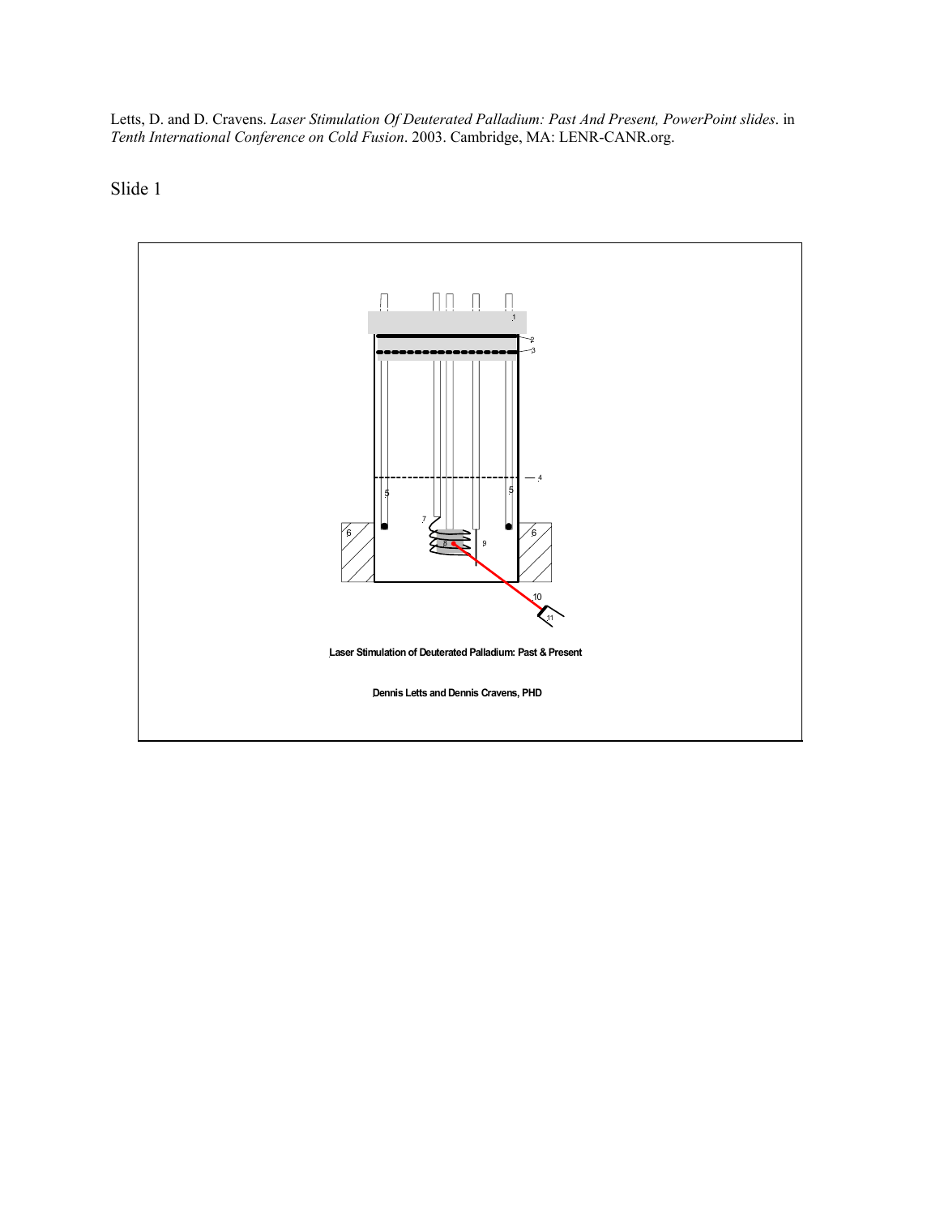Letts, D. and D. Cravens. *Laser Stimulation Of Deuterated Palladium: Past And Present, PowerPoint slides*. in *Tenth International Conference on Cold Fusion*. 2003. Cambridge, MA: LENR-CANR.org.

Slide 1

**Laser Stimulation of Deuterated Palladium: Past & Present**

**Dennis Letts and Dennis Cravens, PHD**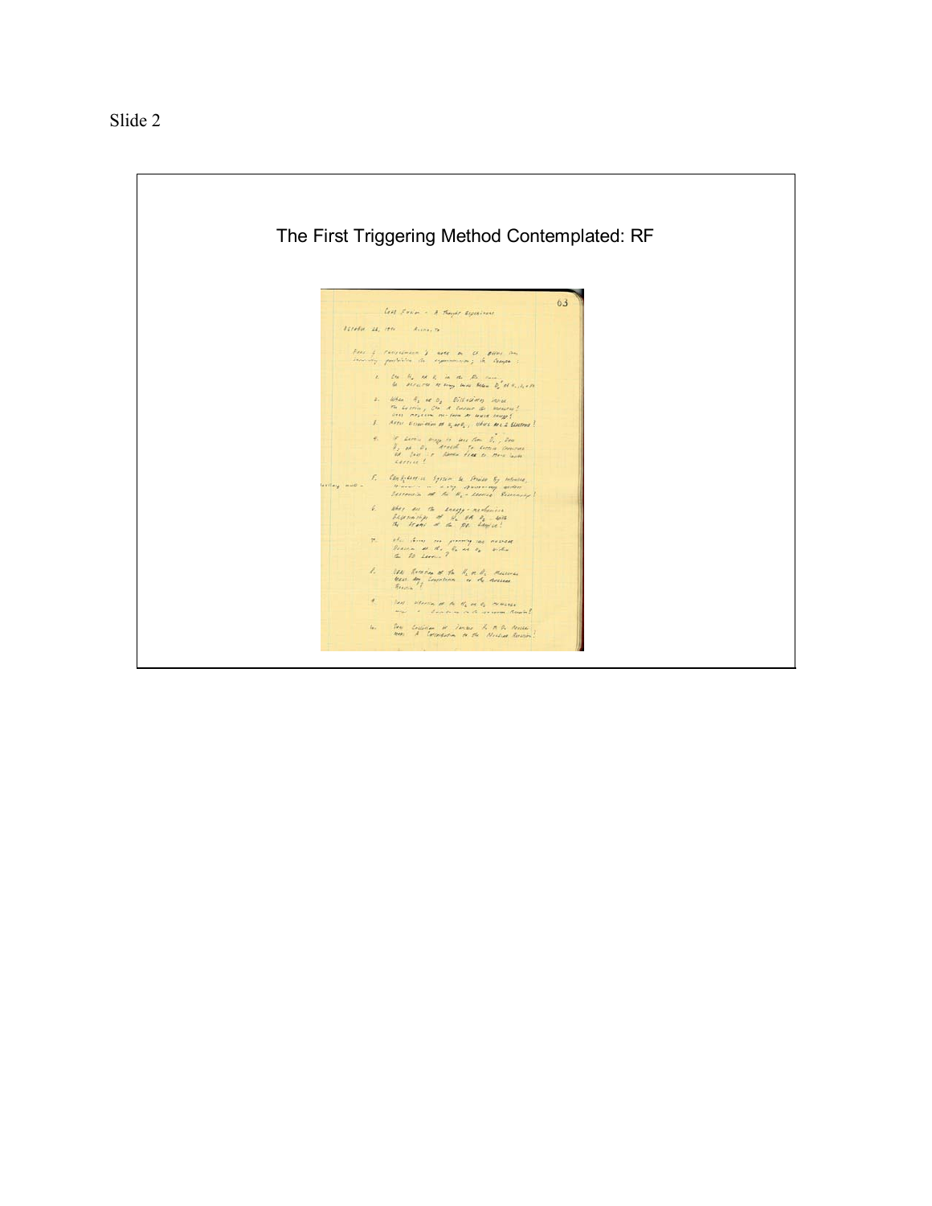Slide 2

# The First Triggering Method Contemplated: RF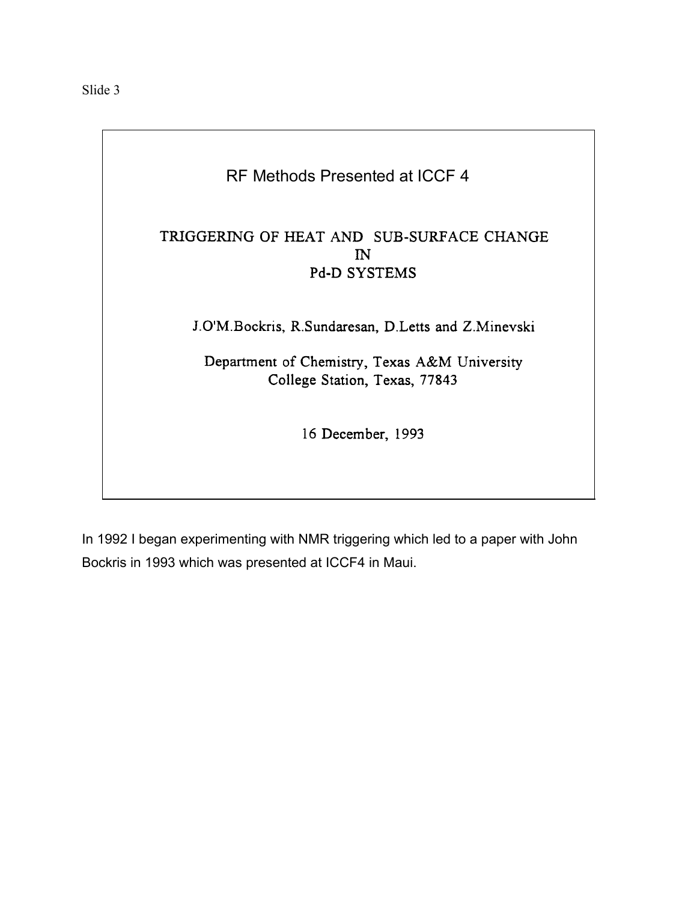Slide 3

## RF Methods Presented at ICCF 4

### TRIGGERING OF HEAT AND SUB-SURFACE CHANGE IN Pd-D SYSTEMS

J.O'M.Bockris, R.Sundaresan, D.Letts and Z.Minevski

Department of Chemistry, Texas A&M University
College Station, Texas, 77843

16 December, 1993

In 1992 I began experimenting with NMR triggering which led to a paper with John Bockris in 1993 which was presented at ICCF4 in Maui.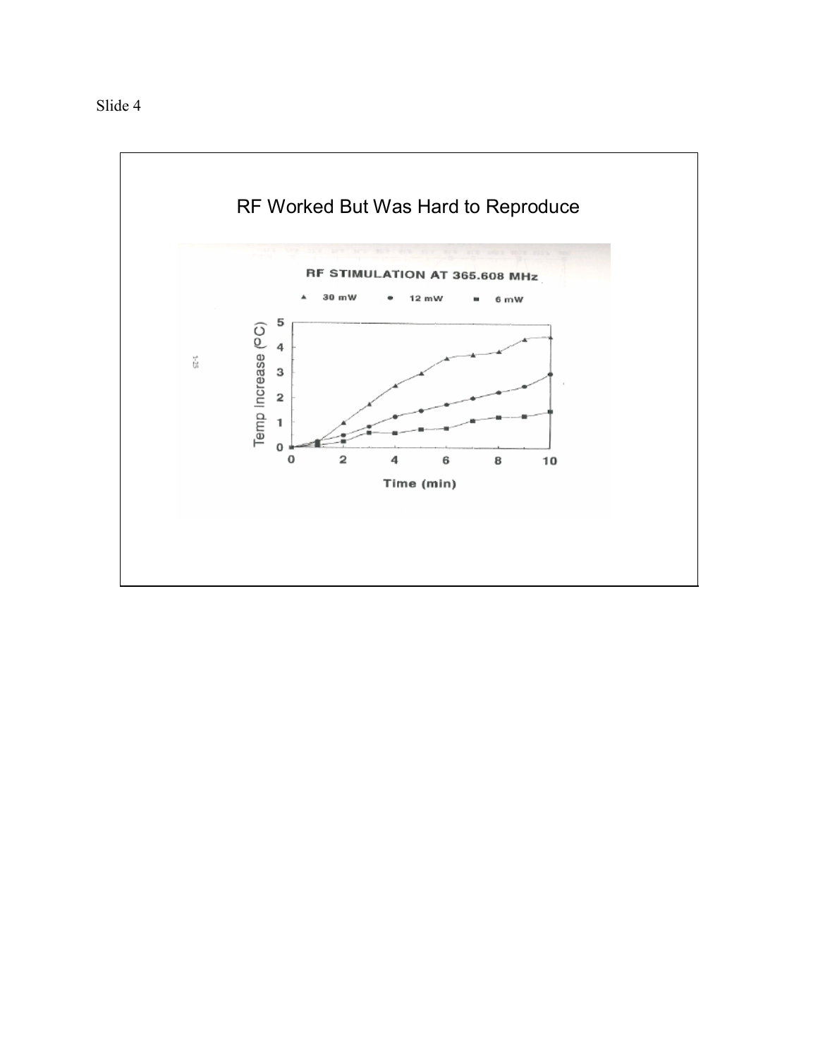Slide 4

# RF Worked But Was Hard to Reproduce

RF STIMULATION AT 365.608 MHz

▲ 30 mW ● 12 mW ■ 6 mW

Temp Increase (°C)

Time (min)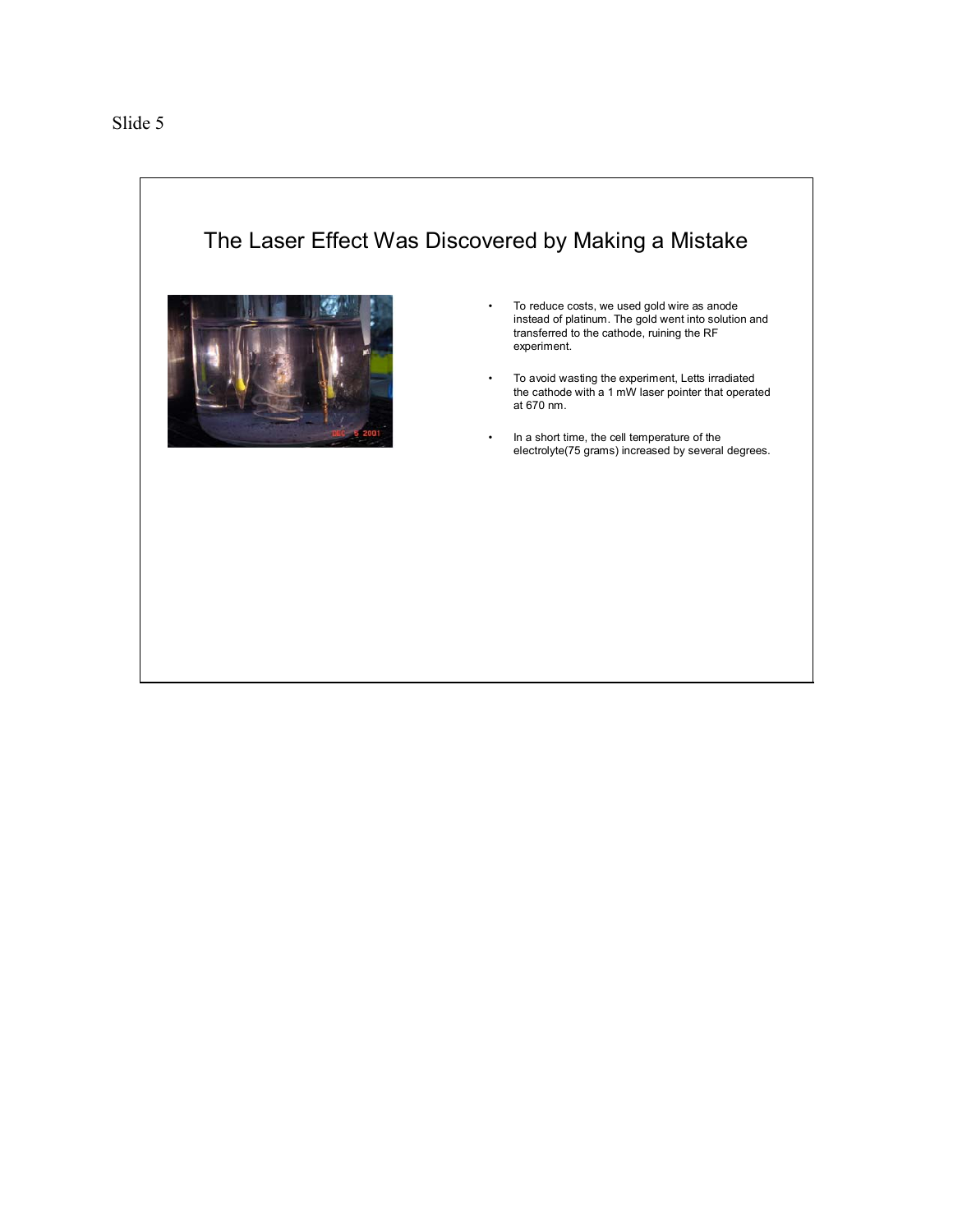Slide 5

# The Laser Effect Was Discovered by Making a Mistake

- To reduce costs, we used gold wire as anode instead of platinum. The gold went into solution and transferred to the cathode, ruining the RF experiment.
- To avoid wasting the experiment, Letts irradiated the cathode with a 1 mW laser pointer that operated at 670 nm.
- In a short time, the cell temperature of the electrolyte(75 grams) increased by several degrees.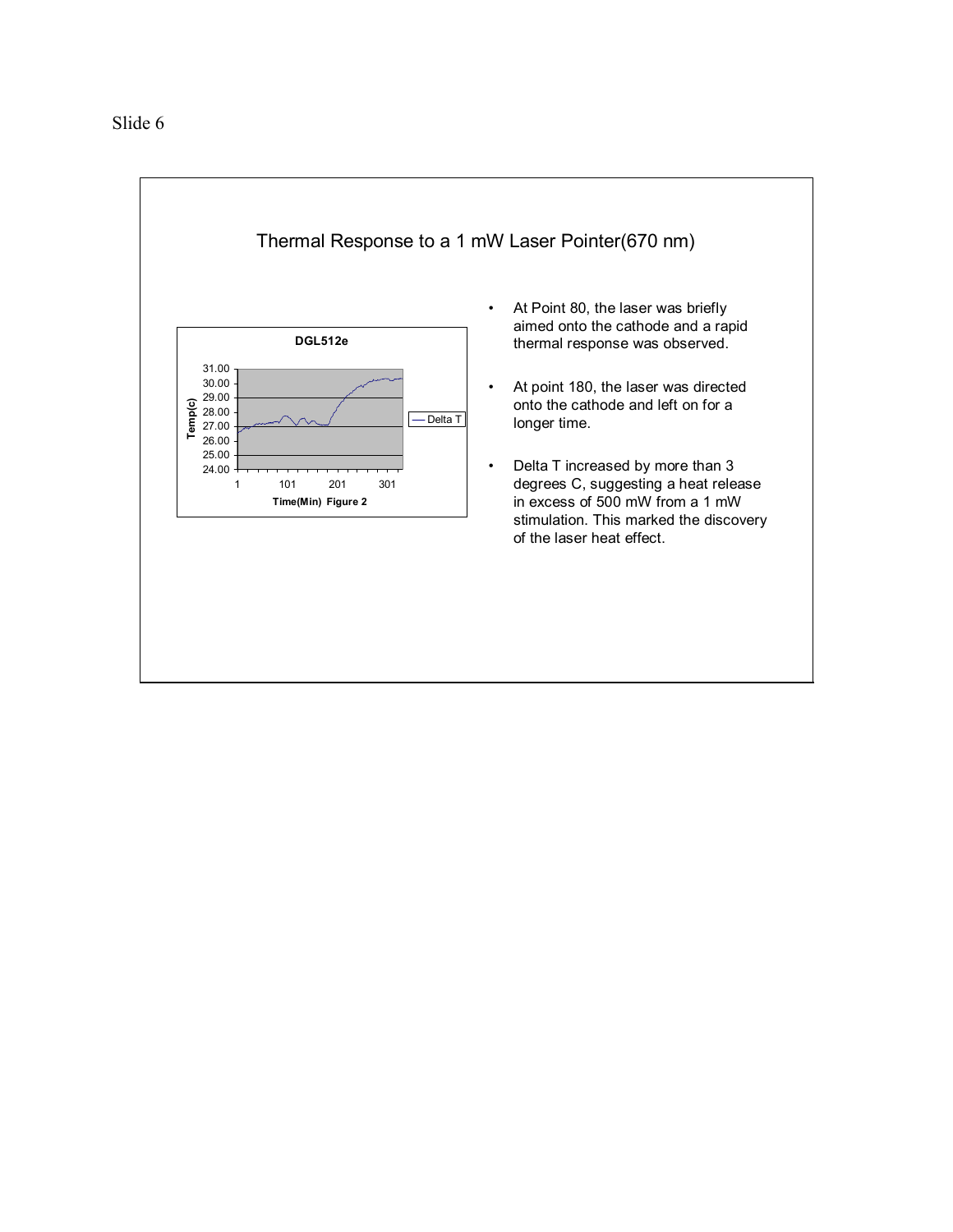Slide 6

## Thermal Response to a 1 mW Laser Pointer(670 nm)

DGL512e

Time(Min) Figure 2

- At Point 80, the laser was briefly aimed onto the cathode and a rapid thermal response was observed.
- At point 180, the laser was directed onto the cathode and left on for a longer time.
- Delta T increased by more than 3 degrees C, suggesting a heat release in excess of 500 mW from a 1 mW stimulation. This marked the discovery of the laser heat effect.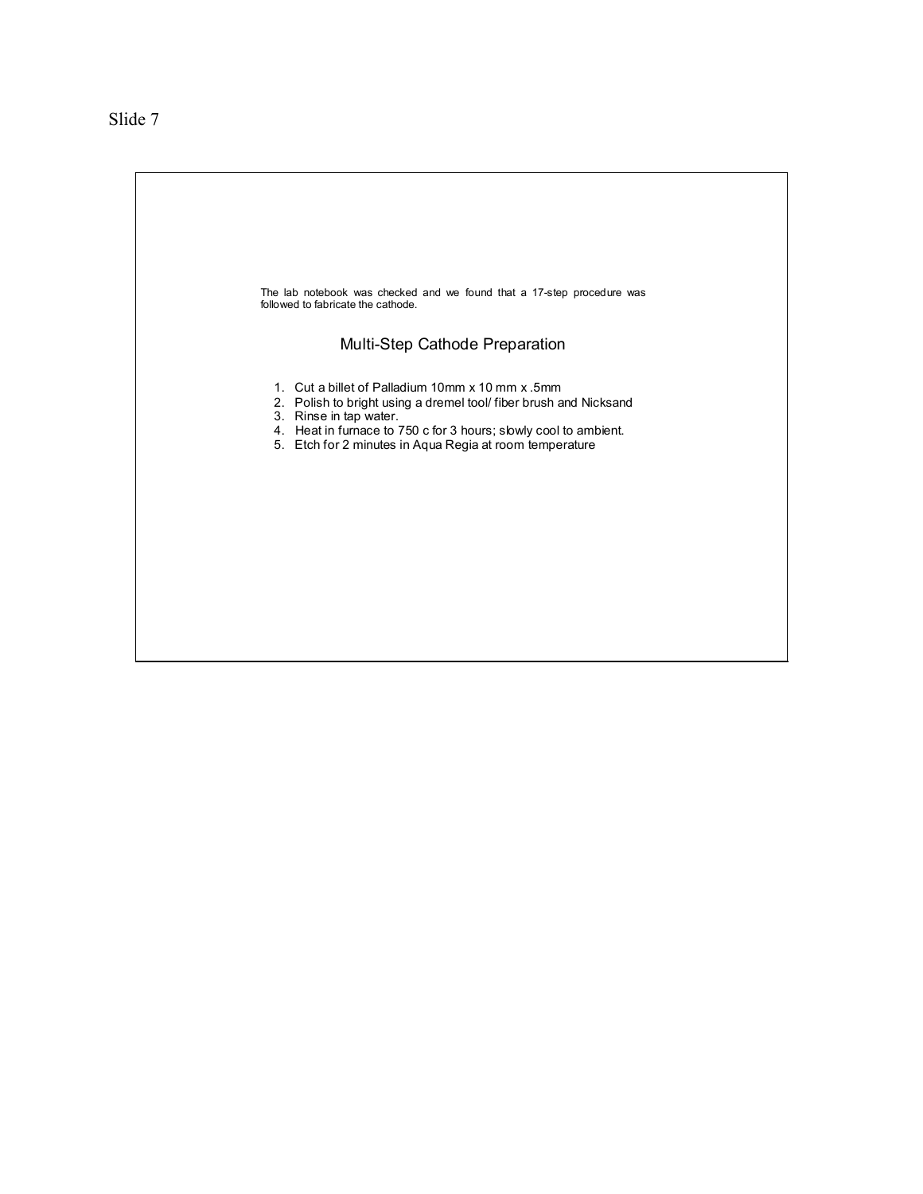Slide 7

The lab notebook was checked and we found that a 17-step procedure was followed to fabricate the cathode.

## Multi-Step Cathode Preparation

1. Cut a billet of Palladium 10mm x 10 mm x .5mm
2. Polish to bright using a dremel tool/ fiber brush and Nicksand
3. Rinse in tap water.
4. Heat in furnace to 750 c for 3 hours; slowly cool to ambient.
5. Etch for 2 minutes in Aqua Regia at room temperature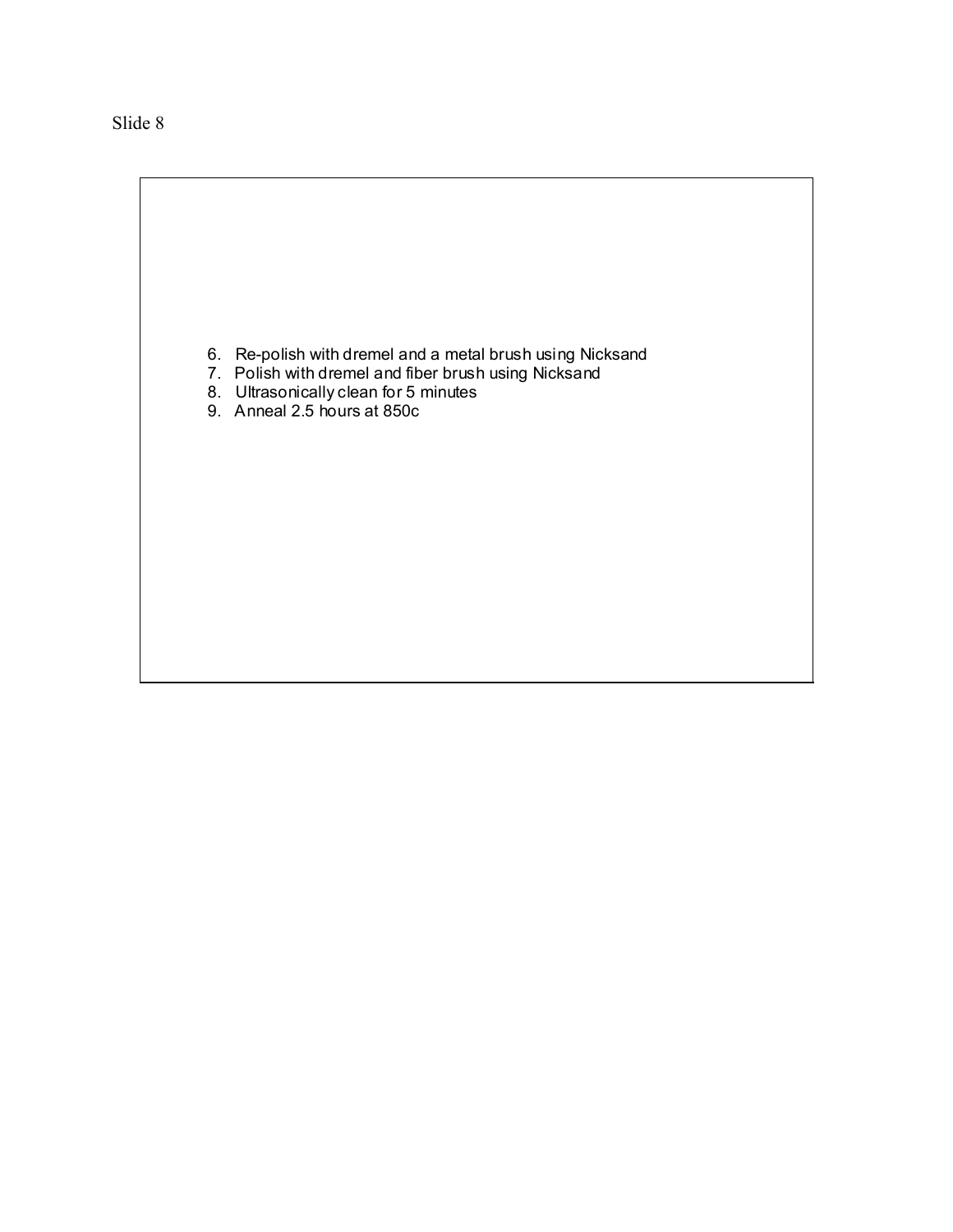Slide 8

6. Re-polish with dremel and a metal brush using Nicksand
7. Polish with dremel and fiber brush using Nicksand
8. Ultrasonically clean for 5 minutes
9. Anneal 2.5 hours at 850c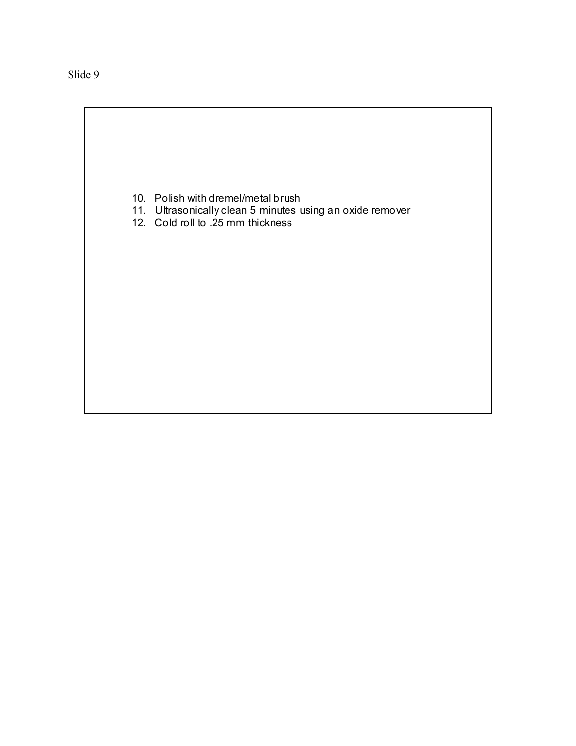Slide 9

10. Polish with dremel/metal brush
11. Ultrasonically clean 5 minutes using an oxide remover
12. Cold roll to .25 mm thickness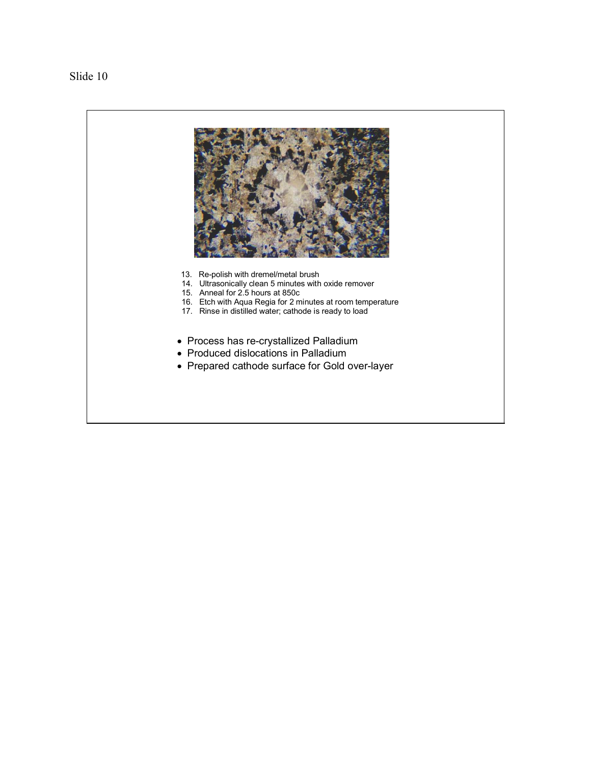Slide 10

13. Re-polish with dremel/metal brush
14. Ultrasonically clean 5 minutes with oxide remover
15. Anneal for 2.5 hours at 850c
16. Etch with Aqua Regia for 2 minutes at room temperature
17. Rinse in distilled water; cathode is ready to load

- Process has re-crystallized Palladium
- Produced dislocations in Palladium
- Prepared cathode surface for Gold over-layer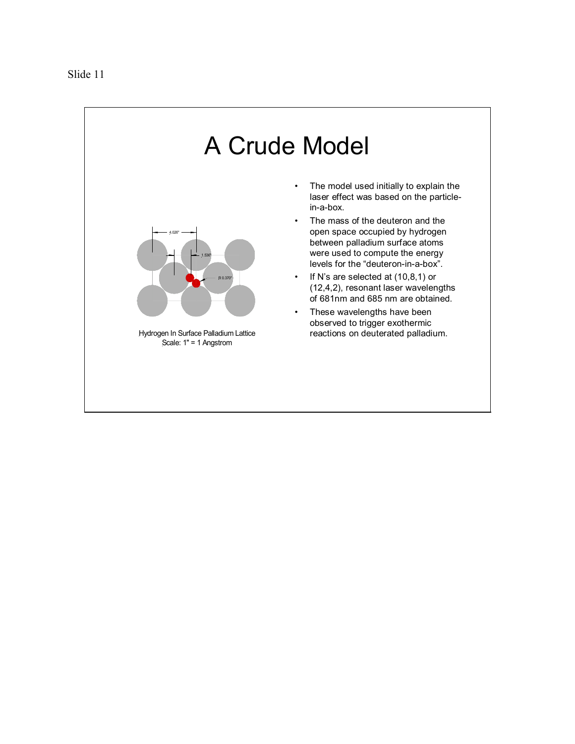Slide 11

# A Crude Model

Hydrogen In Surface Palladium Lattice
Scale: 1" = 1 Angstrom

- The model used initially to explain the laser effect was based on the particle-in-a-box.
- The mass of the deuteron and the open space occupied by hydrogen between palladium surface atoms were used to compute the energy levels for the "deuteron-in-a-box".
- If N's are selected at (10,8,1) or (12,4,2), resonant laser wavelengths of 681nm and 685 nm are obtained.
- These wavelengths have been observed to trigger exothermic reactions on deuterated palladium.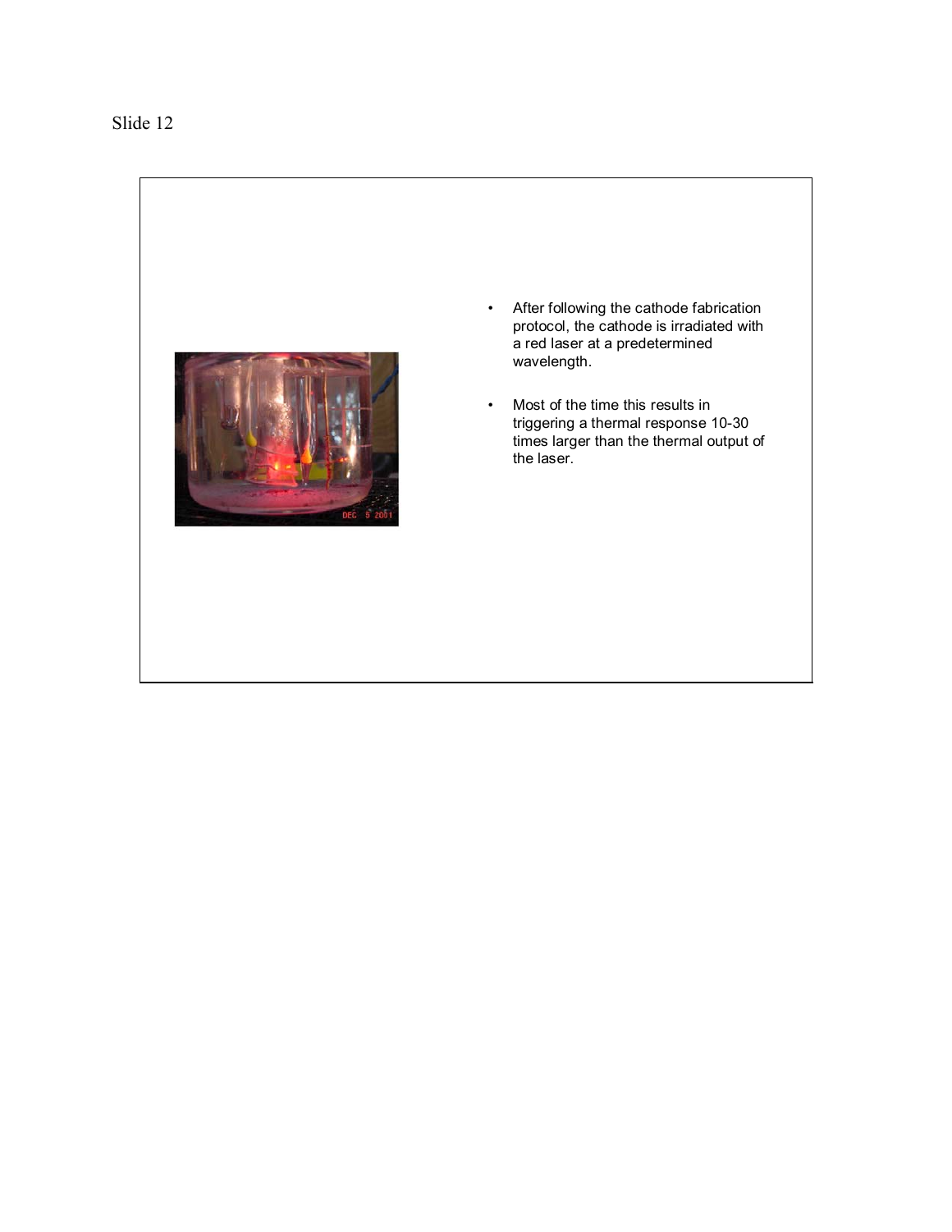Slide 12

- After following the cathode fabrication protocol, the cathode is irradiated with a red laser at a predetermined wavelength.

- Most of the time this results in triggering a thermal response 10-30 times larger than the thermal output of the laser.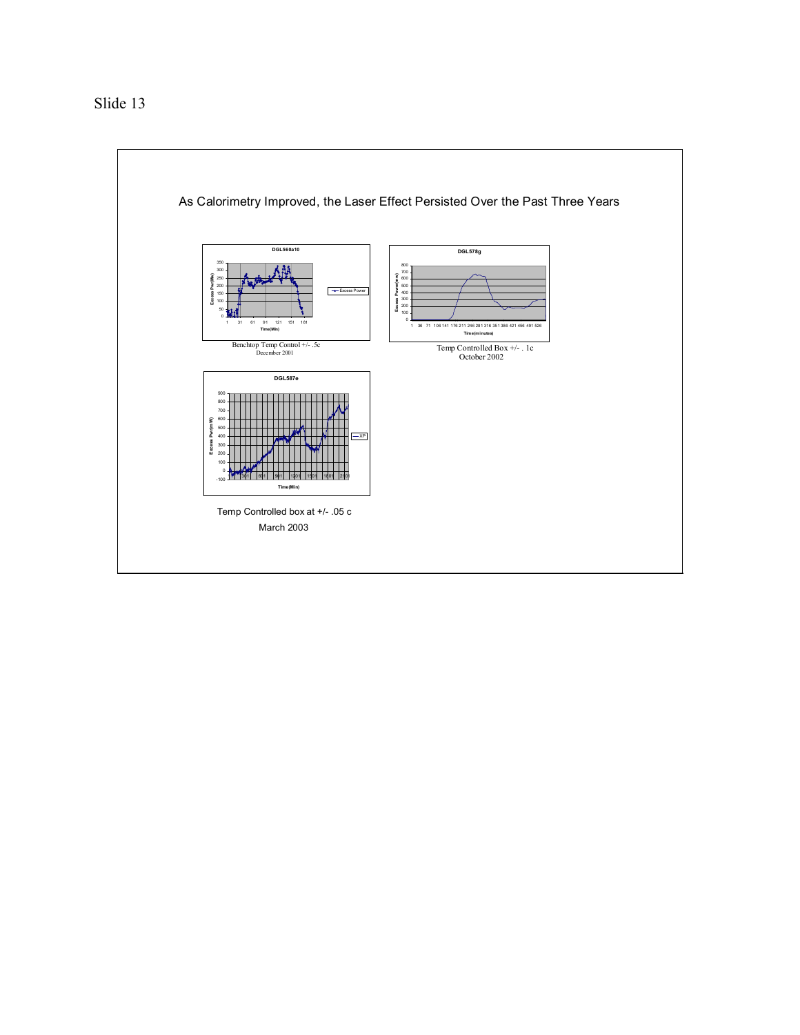Slide 13

As Calorimetry Improved, the Laser Effect Persisted Over the Past Three Years

Benchtop Temp Control +/- .5c
December 2001

Temp Controlled Box +/- . 1c
October 2002

Temp Controlled box at +/- .05 c
March 2003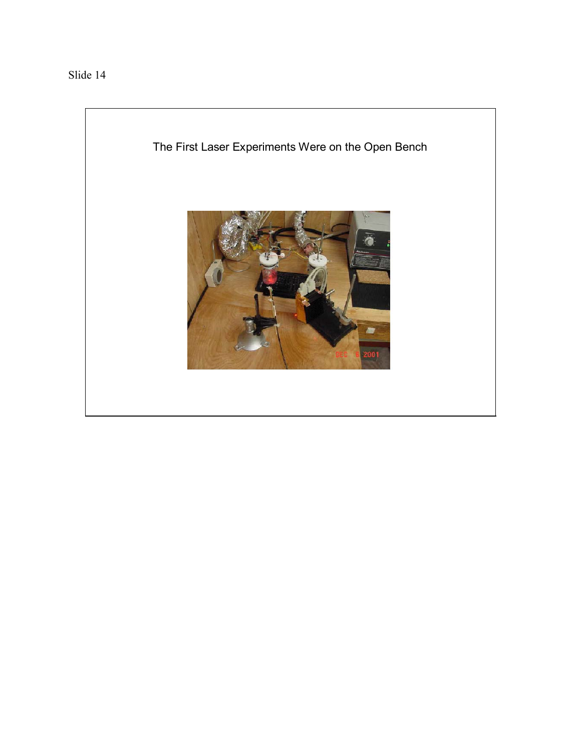Slide 14

The First Laser Experiments Were on the Open Bench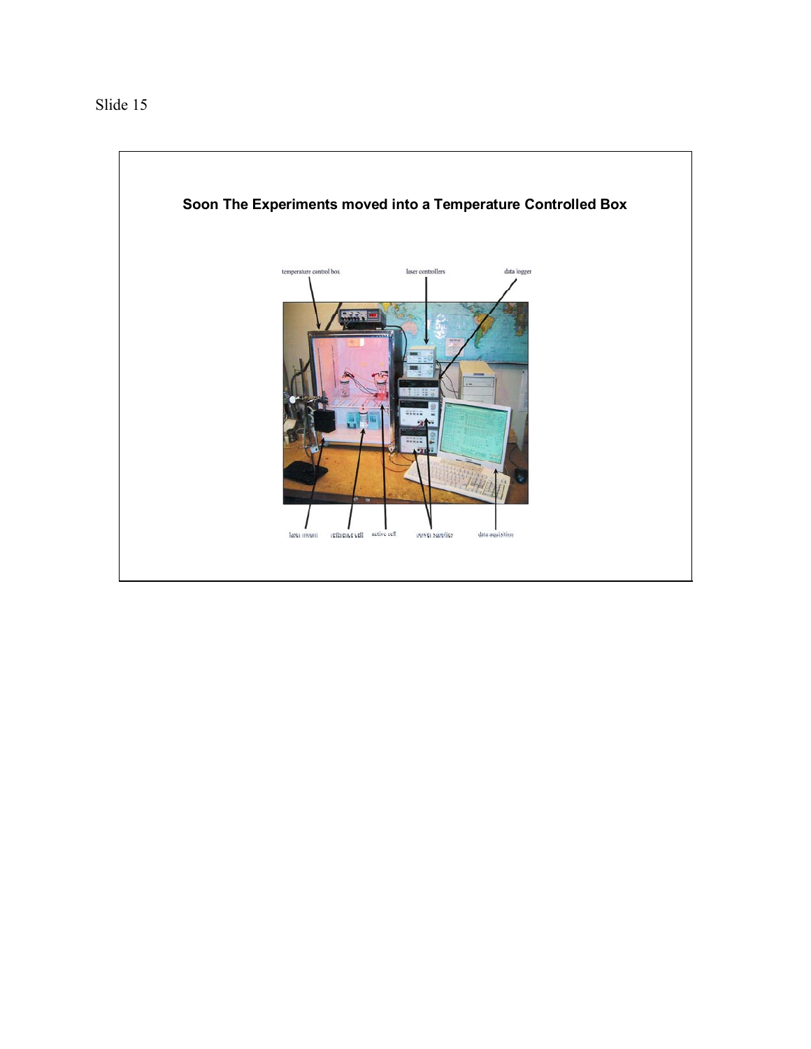Slide 15

**Soon The Experiments moved into a Temperature Controlled Box**

temperature control box

laser controllers

data logger

laser mount

reference cell

active cell

power supplies

data aquisition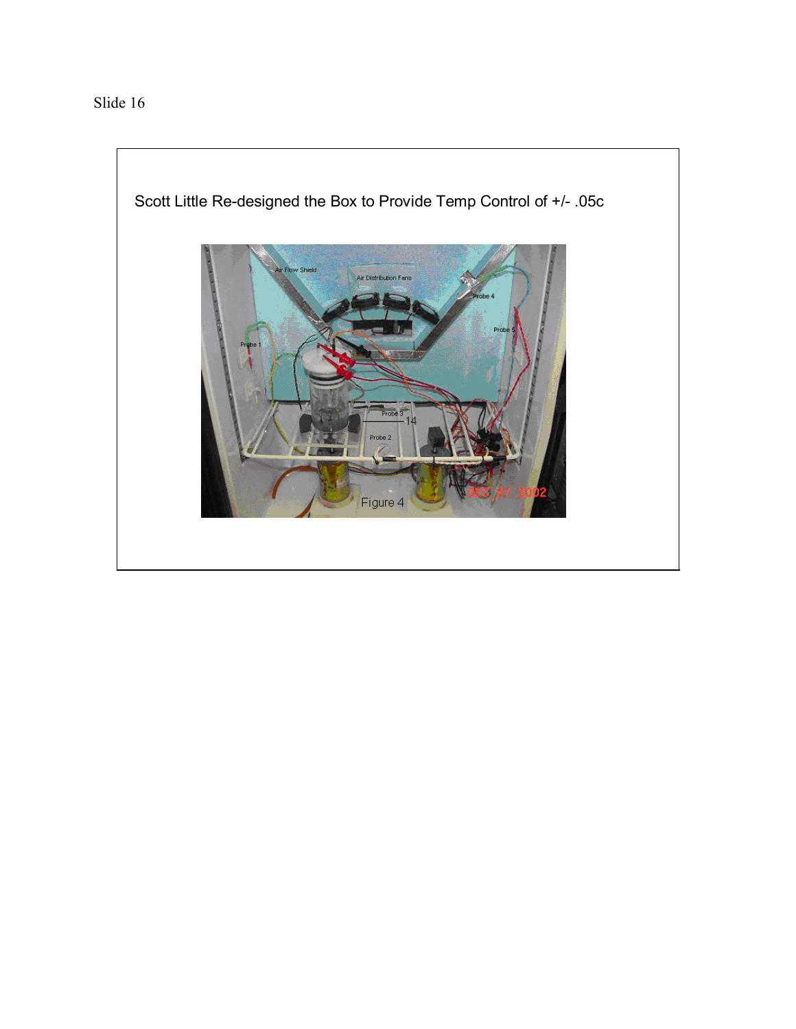Slide 16

Scott Little Re-designed the Box to Provide Temp Control of +/- .05c

Figure 4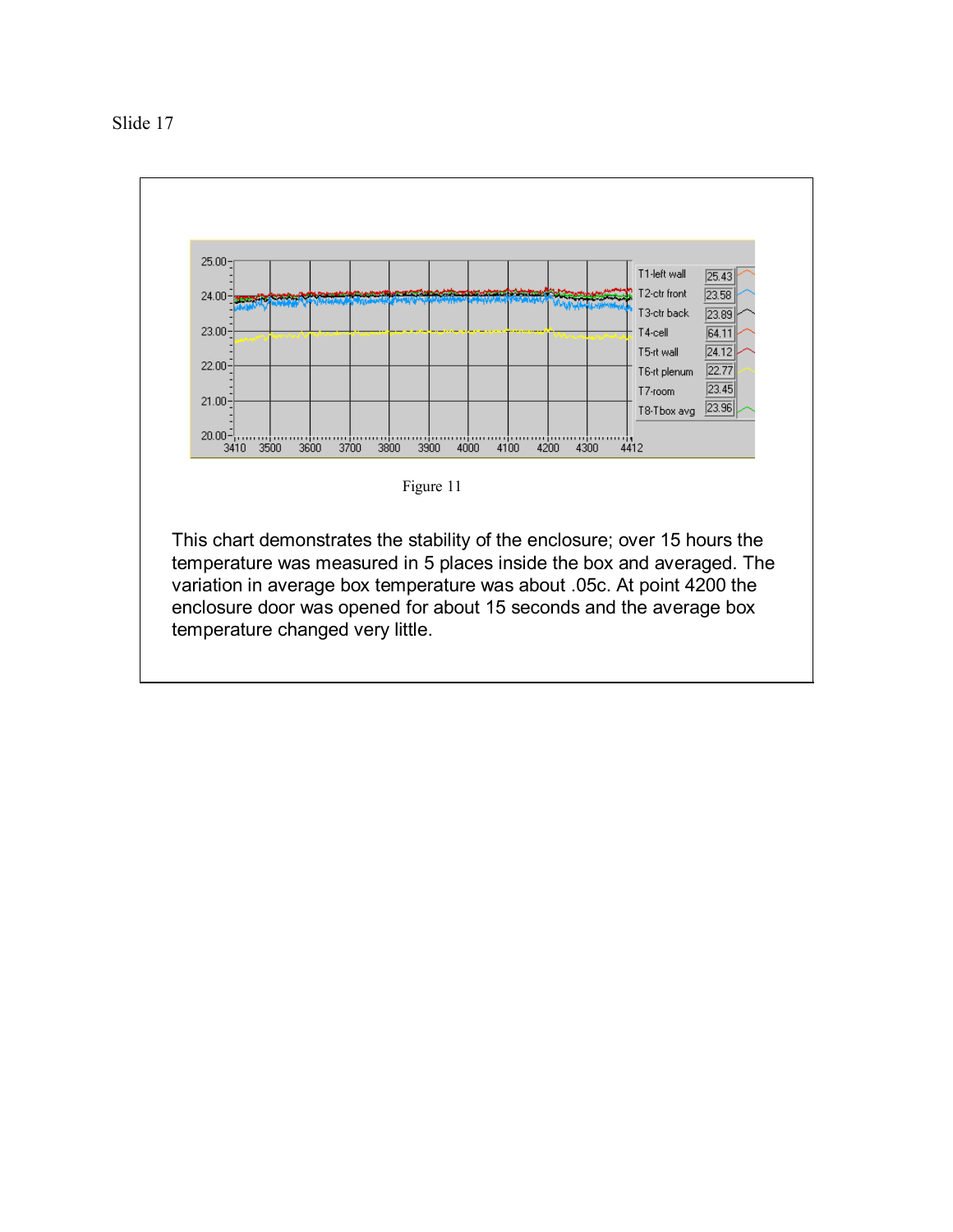Slide 17

Figure 11

This chart demonstrates the stability of the enclosure; over 15 hours the temperature was measured in 5 places inside the box and averaged. The variation in average box temperature was about .05c. At point 4200 the enclosure door was opened for about 15 seconds and the average box temperature changed very little.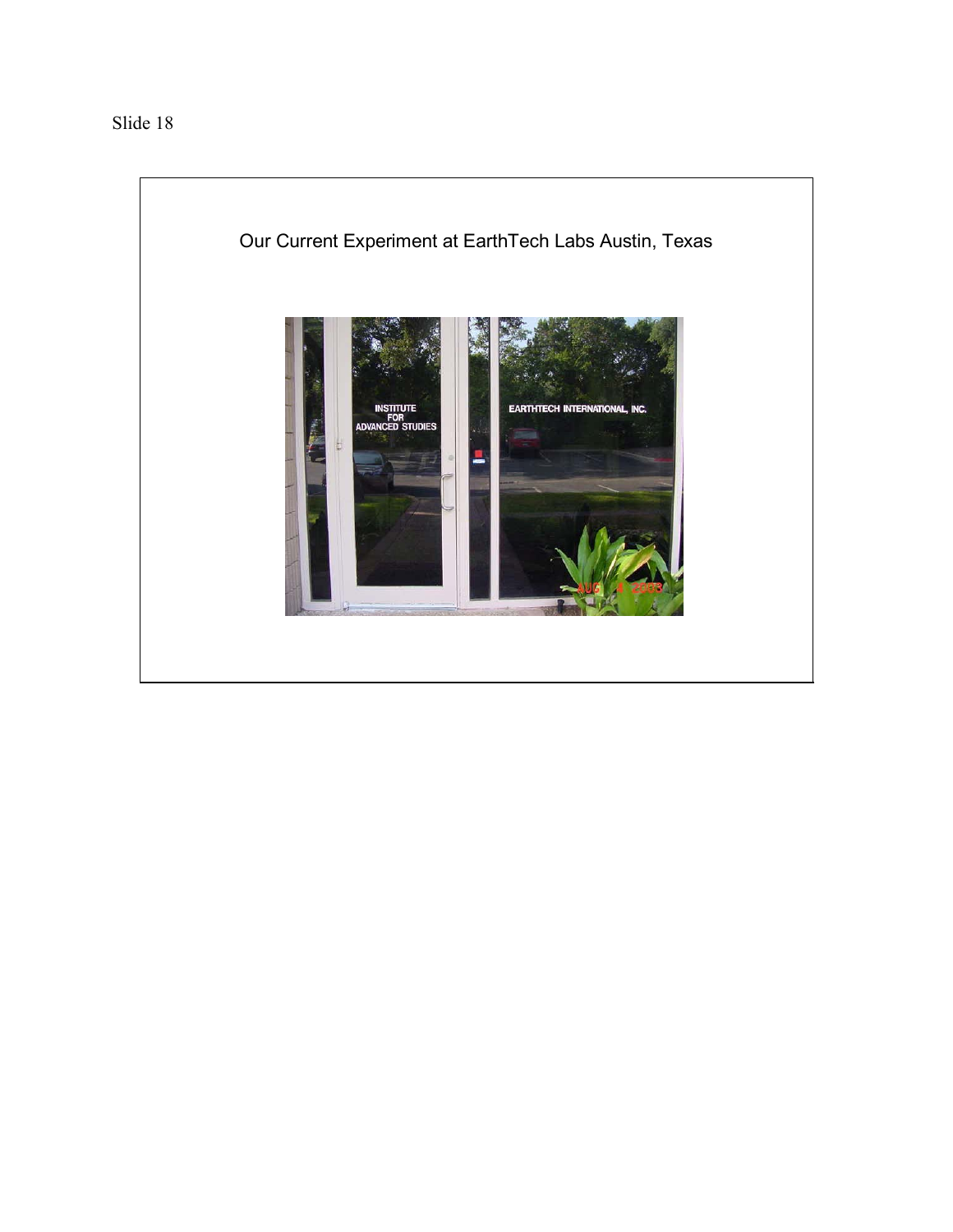Slide 18

Our Current Experiment at EarthTech Labs Austin, Texas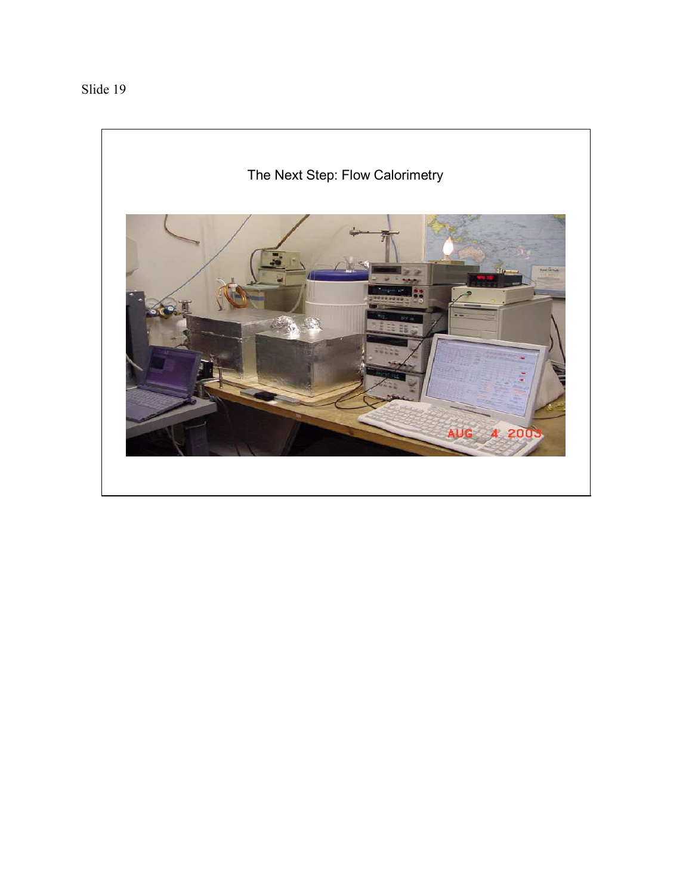Slide 19

The Next Step: Flow Calorimetry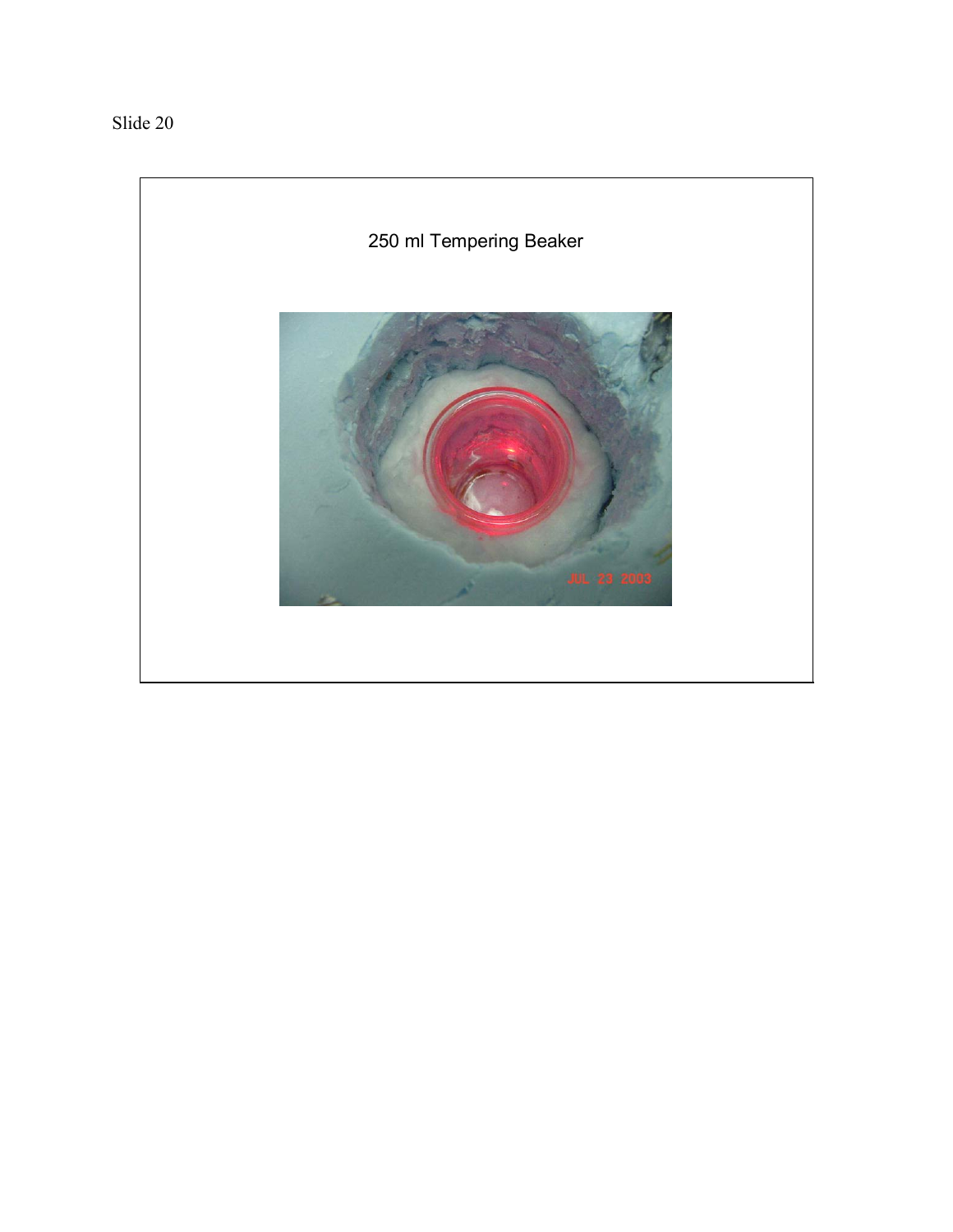Slide 20

250 ml Tempering Beaker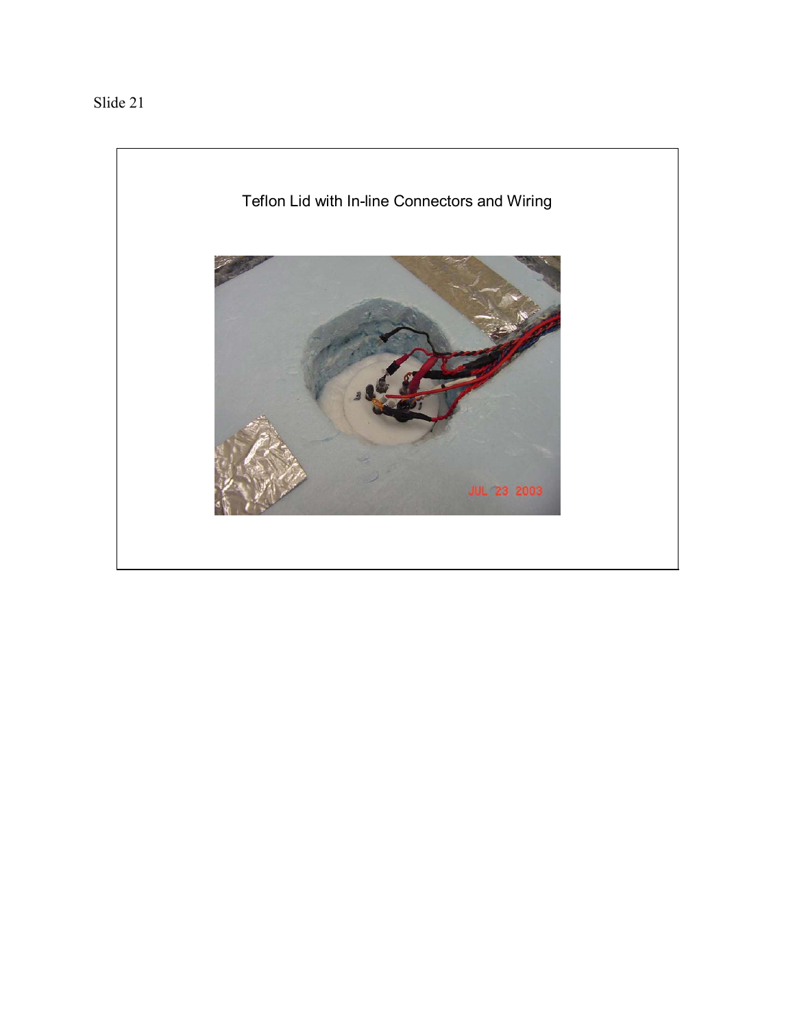Slide 21

Teflon Lid with In-line Connectors and Wiring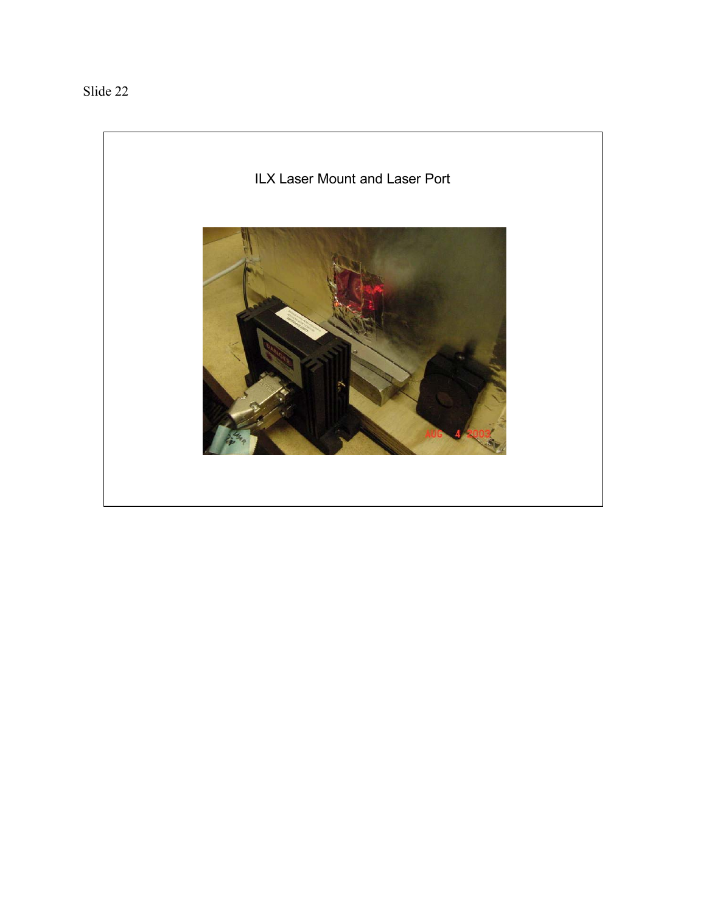Slide 22

ILX Laser Mount and Laser Port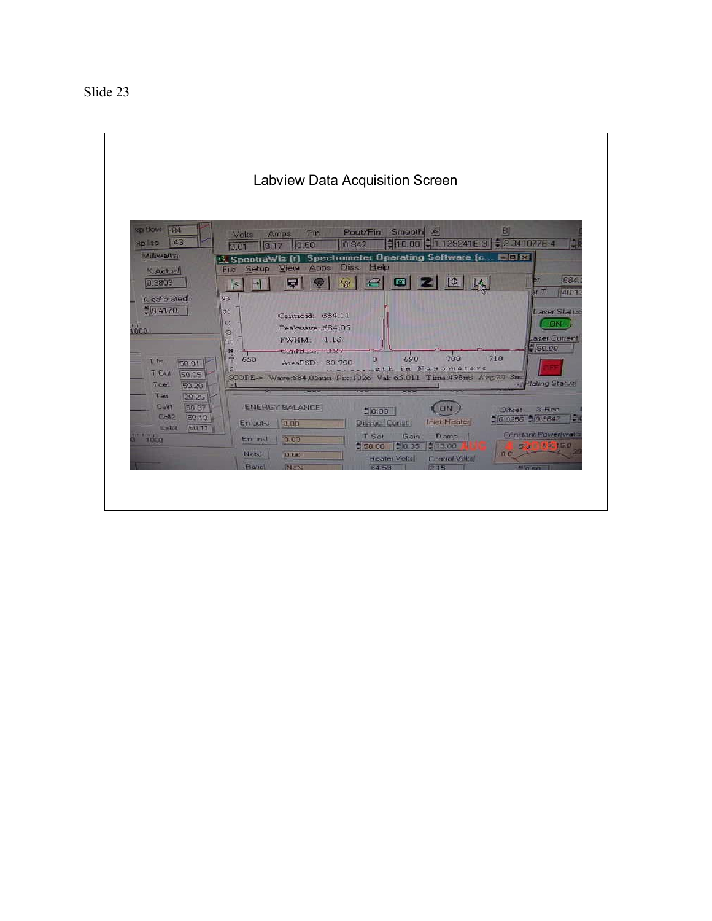Slide 23

Labview Data Acquisition Screen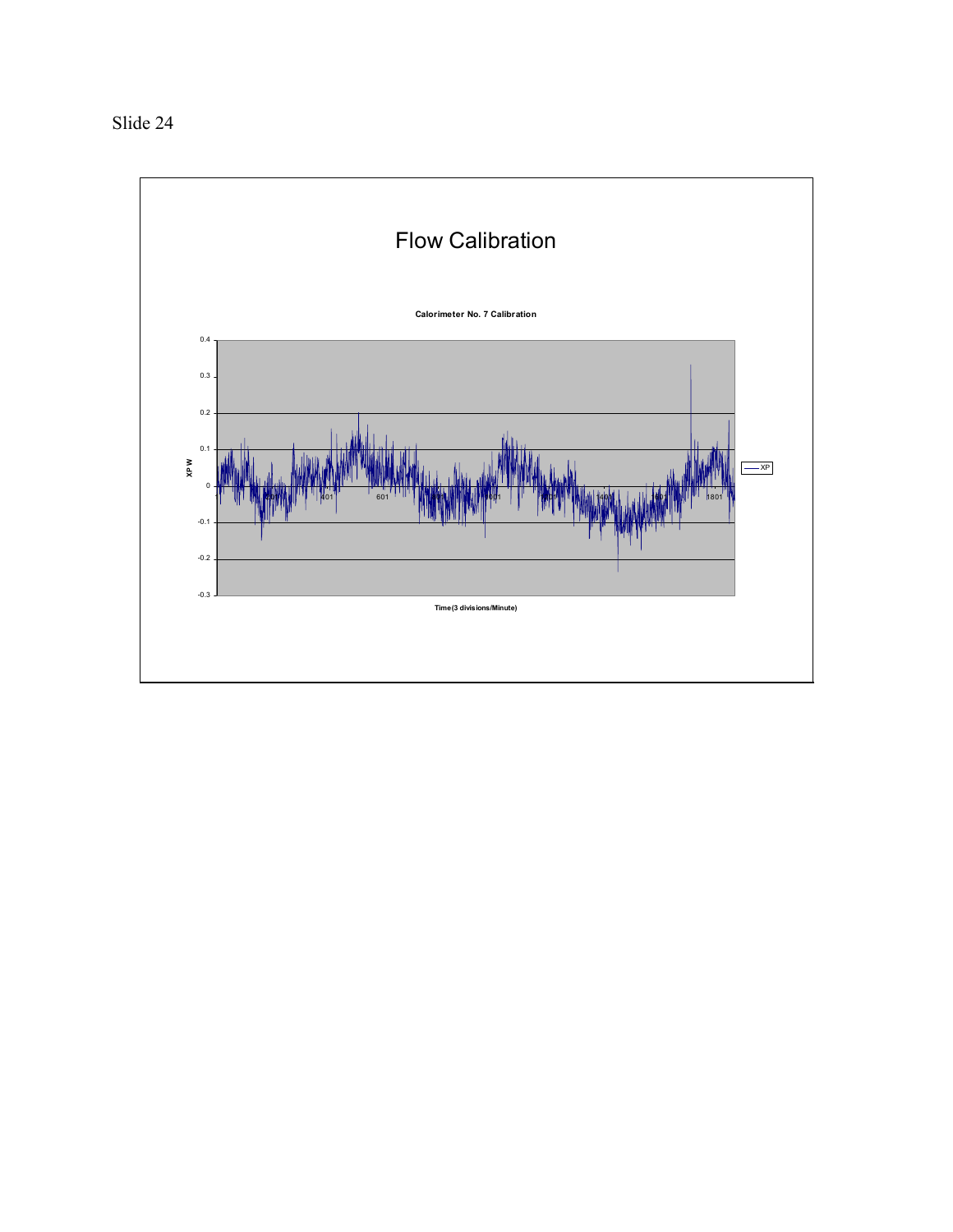Slide 24

# Flow Calibration

**Calorimeter No. 7 Calibration**

XP W

Time(3 divisions/Minute)

XP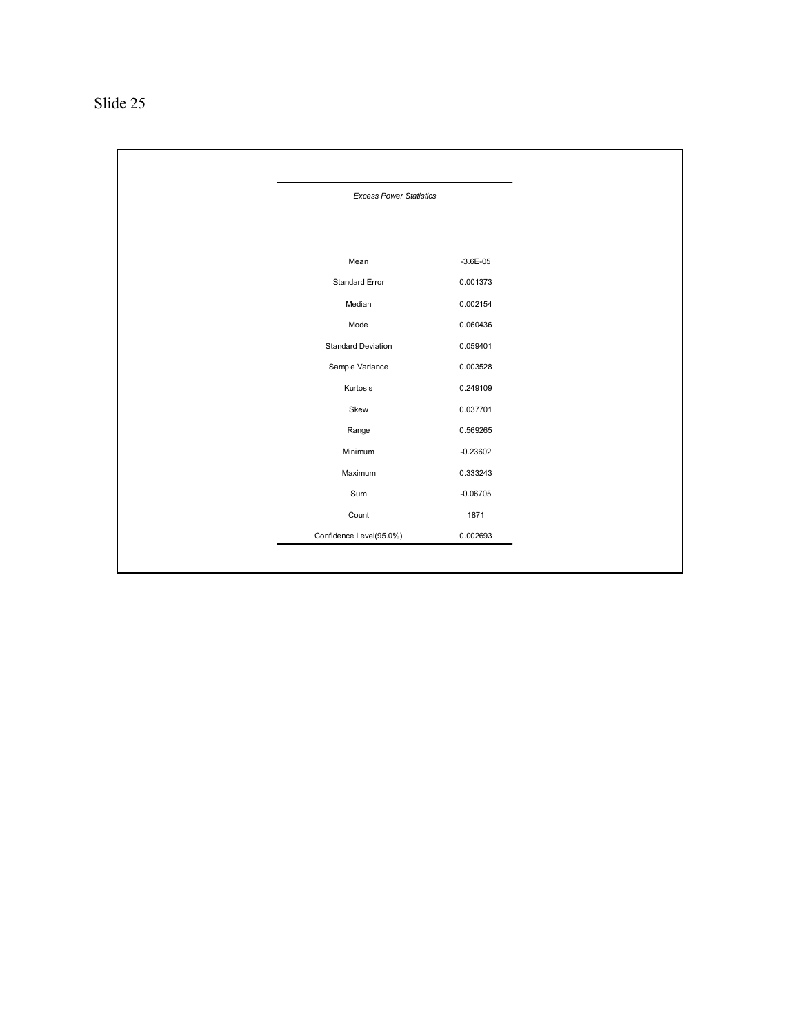Slide 25

| *Excess Power Statistics* | |
|---|---|
| Mean | -3.6E-05 |
| Standard Error | 0.001373 |
| Median | 0.002154 |
| Mode | 0.060436 |
| Standard Deviation | 0.059401 |
| Sample Variance | 0.003528 |
| Kurtosis | 0.249109 |
| Skew | 0.037701 |
| Range | 0.569265 |
| Minimum | -0.23602 |
| Maximum | 0.333243 |
| Sum | -0.06705 |
| Count | 1871 |
| Confidence Level(95.0%) | 0.002693 |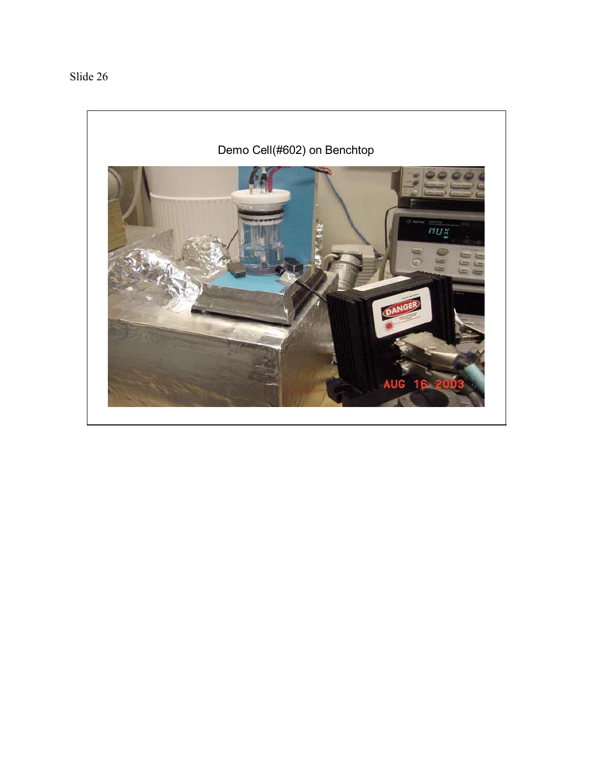Slide 26

Demo Cell(#602) on Benchtop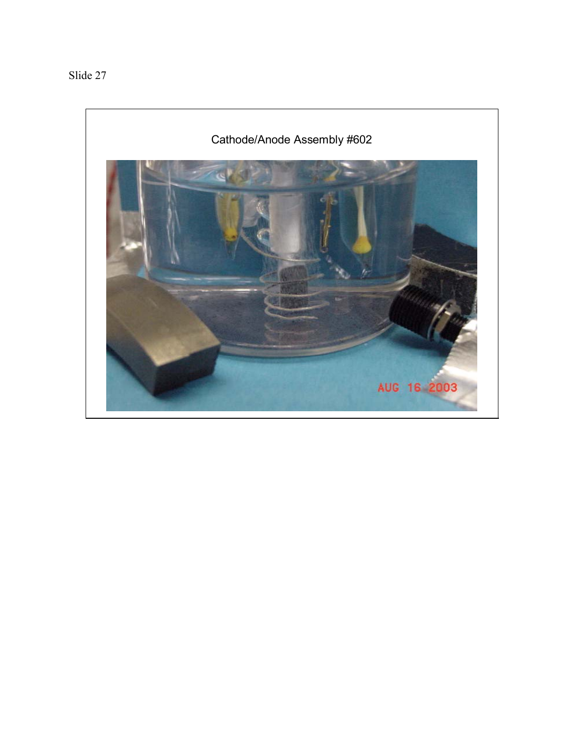Slide 27

Cathode/Anode Assembly #602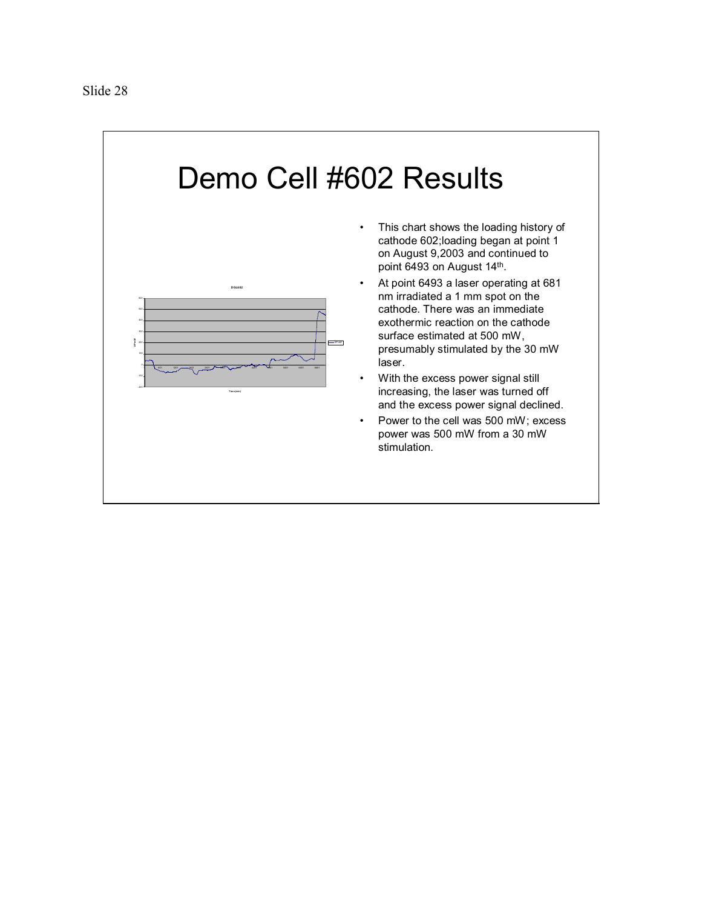# Demo Cell #602 Results

- This chart shows the loading history of cathode 602;loading began at point 1 on August 9,2003 and continued to point 6493 on August 14th.
- At point 6493 a laser operating at 681 nm irradiated a 1 mm spot on the cathode. There was an immediate exothermic reaction on the cathode surface estimated at 500 mW, presumably stimulated by the 30 mW laser.
- With the excess power signal still increasing, the laser was turned off and the excess power signal declined.
- Power to the cell was 500 mW; excess power was 500 mW from a 30 mW stimulation.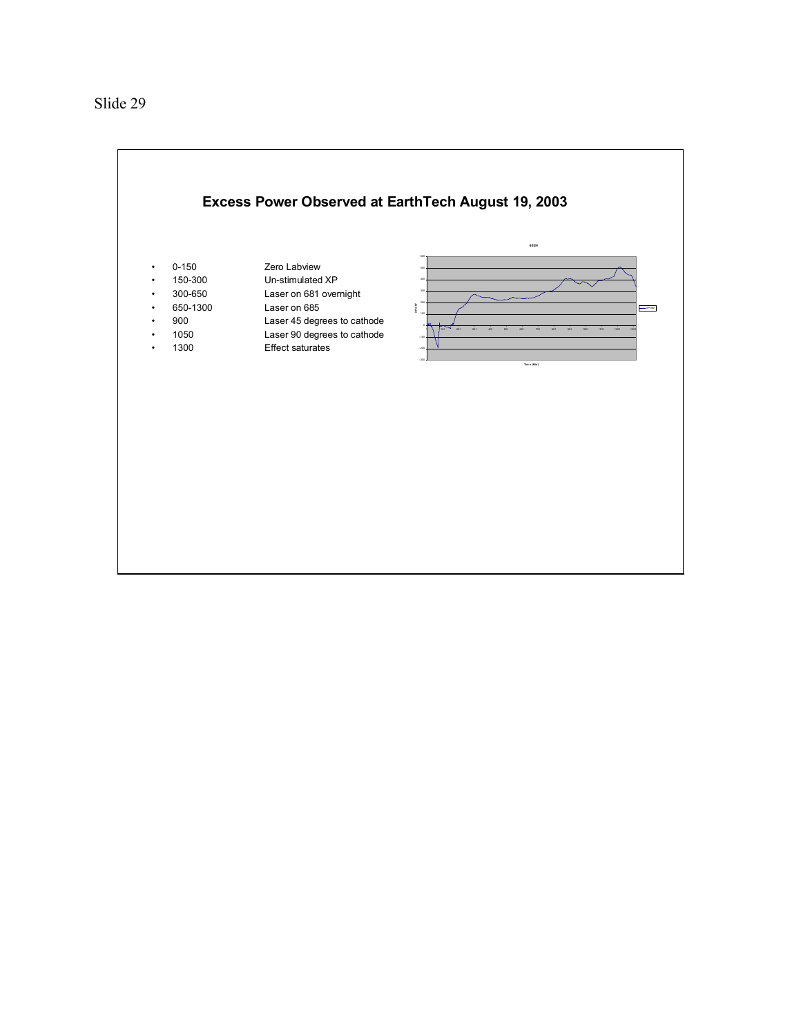Slide 29

## Excess Power Observed at EarthTech August 19, 2003

| | |
|---|---|
| 0-150 | Zero Labview |
| 150-300 | Un-stimulated XP |
| 300-650 | Laser on 681 overnight |
| 650-1300 | Laser on 685 |
| 900 | Laser 45 degrees to cathode |
| 1050 | Laser 90 degrees to cathode |
| 1300 | Effect saturates |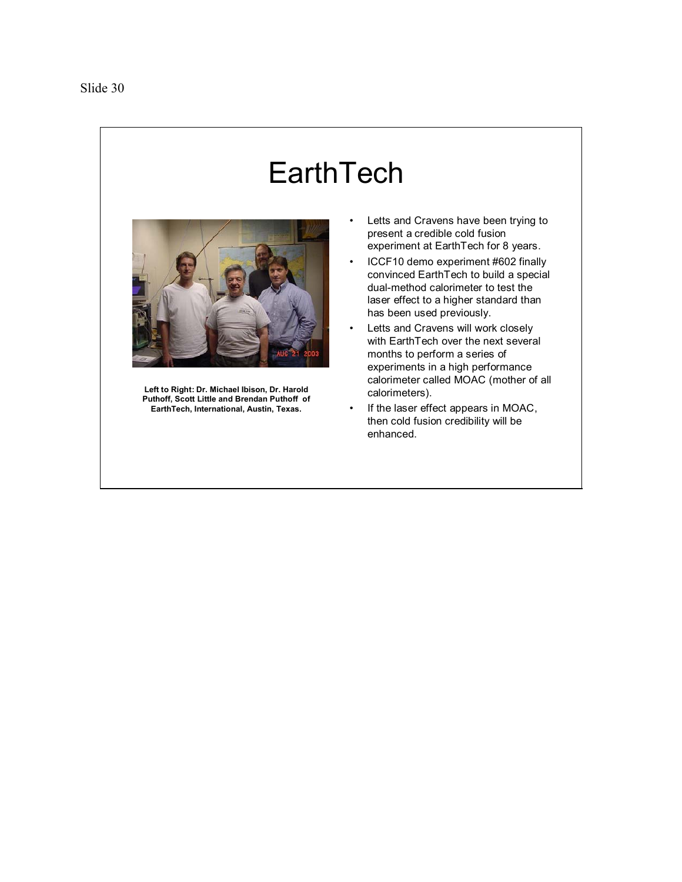Slide 30

# EarthTech

Left to Right: Dr. Michael Ibison, Dr. Harold Puthoff, Scott Little and Brendan Puthoff of EarthTech, International, Austin, Texas.

- Letts and Cravens have been trying to present a credible cold fusion experiment at EarthTech for 8 years.
- ICCF10 demo experiment #602 finally convinced EarthTech to build a special dual-method calorimeter to test the laser effect to a higher standard than has been used previously.
- Letts and Cravens will work closely with EarthTech over the next several months to perform a series of experiments in a high performance calorimeter called MOAC (mother of all calorimeters).
- If the laser effect appears in MOAC, then cold fusion credibility will be enhanced.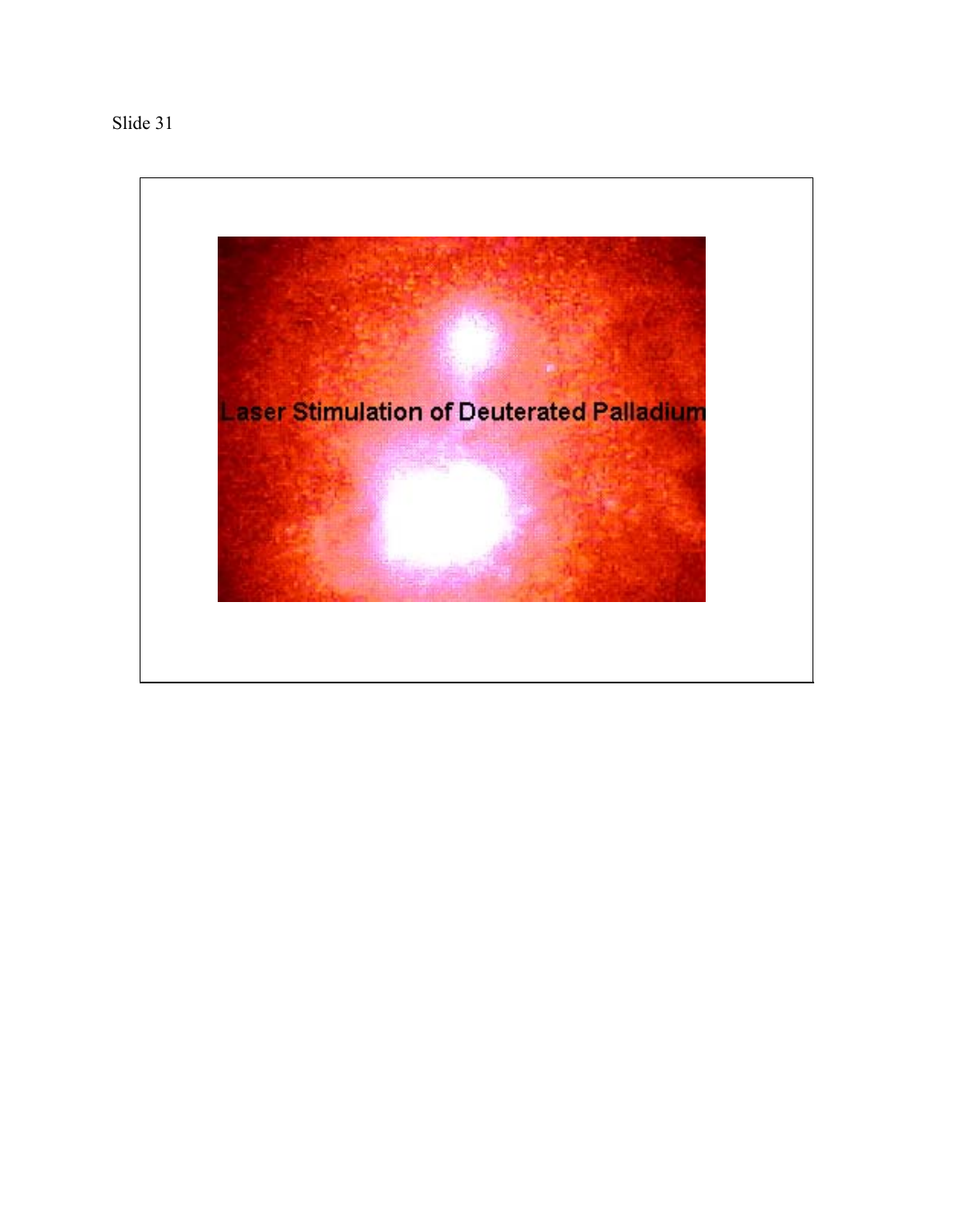Slide 31

Laser Stimulation of Deuterated Palladium